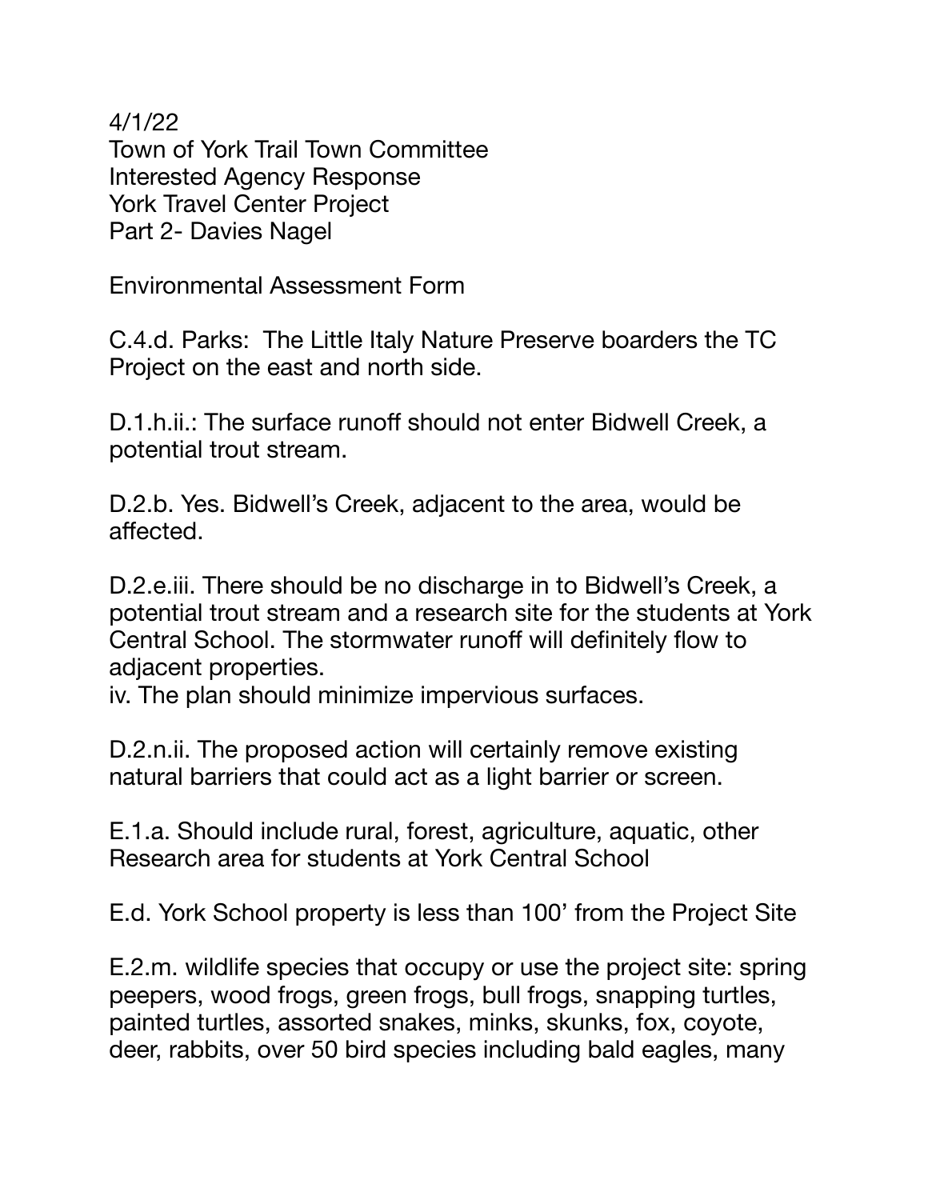4/1/22
Town of York Trail Town Committee
Interested Agency Response
York Travel Center Project
Part 2- Davies Nagel

Environmental Assessment Form

C.4.d. Parks: The Little Italy Nature Preserve boarders the TC Project on the east and north side.

D.1.h.ii.: The surface runoff should not enter Bidwell Creek, a potential trout stream.

D.2.b. Yes. Bidwell's Creek, adjacent to the area, would be affected.

D.2.e.iii. There should be no discharge in to Bidwell's Creek, a potential trout stream and a research site for the students at York Central School. The stormwater runoff will definitely flow to adjacent properties.
iv. The plan should minimize impervious surfaces.

D.2.n.ii. The proposed action will certainly remove existing natural barriers that could act as a light barrier or screen.

E.1.a. Should include rural, forest, agriculture, aquatic, other Research area for students at York Central School

E.d. York School property is less than 100' from the Project Site

E.2.m. wildlife species that occupy or use the project site: spring peepers, wood frogs, green frogs, bull frogs, snapping turtles, painted turtles, assorted snakes, minks, skunks, fox, coyote, deer, rabbits, over 50 bird species including bald eagles, many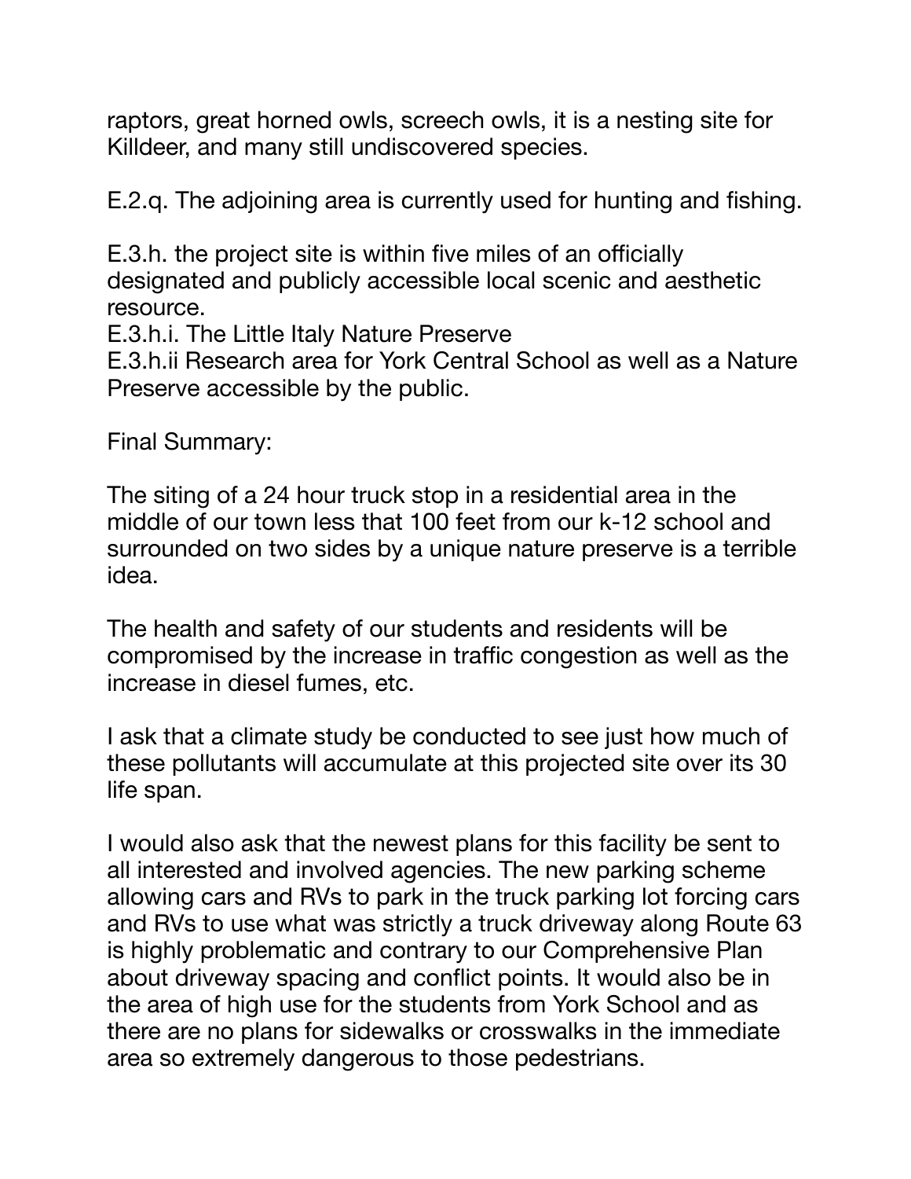raptors, great horned owls, screech owls, it is a nesting site for Killdeer, and many still undiscovered species.

E.2.q. The adjoining area is currently used for hunting and fishing.

E.3.h. the project site is within five miles of an officially designated and publicly accessible local scenic and aesthetic resource.
E.3.h.i. The Little Italy Nature Preserve
E.3.h.ii Research area for York Central School as well as a Nature Preserve accessible by the public.

Final Summary:

The siting of a 24 hour truck stop in a residential area in the middle of our town less that 100 feet from our k-12 school and surrounded on two sides by a unique nature preserve is a terrible idea.

The health and safety of our students and residents will be compromised by the increase in traffic congestion as well as the increase in diesel fumes, etc.

I ask that a climate study be conducted to see just how much of these pollutants will accumulate at this projected site over its 30 life span.

I would also ask that the newest plans for this facility be sent to all interested and involved agencies. The new parking scheme allowing cars and RVs to park in the truck parking lot forcing cars and RVs to use what was strictly a truck driveway along Route 63 is highly problematic and contrary to our Comprehensive Plan about driveway spacing and conflict points. It would also be in the area of high use for the students from York School and as there are no plans for sidewalks or crosswalks in the immediate area so extremely dangerous to those pedestrians.